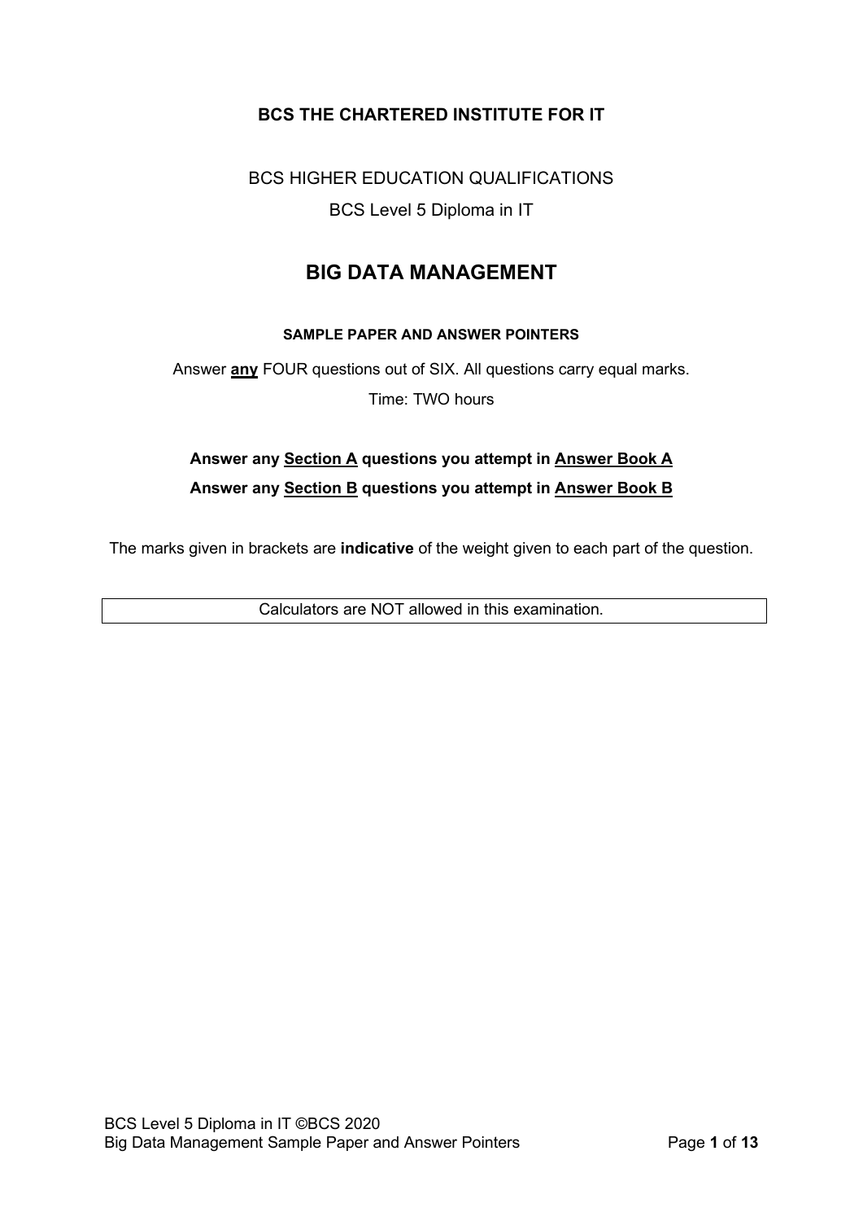**BCS THE CHARTERED INSTITUTE FOR IT**

BCS HIGHER EDUCATION QUALIFICATIONS

BCS Level 5 Diploma in IT

# BIG DATA MANAGEMENT

**SAMPLE PAPER AND ANSWER POINTERS**

Answer **any** FOUR questions out of SIX. All questions carry equal marks.

Time: TWO hours

**Answer any Section A questions you attempt in Answer Book A**

**Answer any Section B questions you attempt in Answer Book B**

The marks given in brackets are **indicative** of the weight given to each part of the question.

| Calculators are NOT allowed in this examination. |
| --- |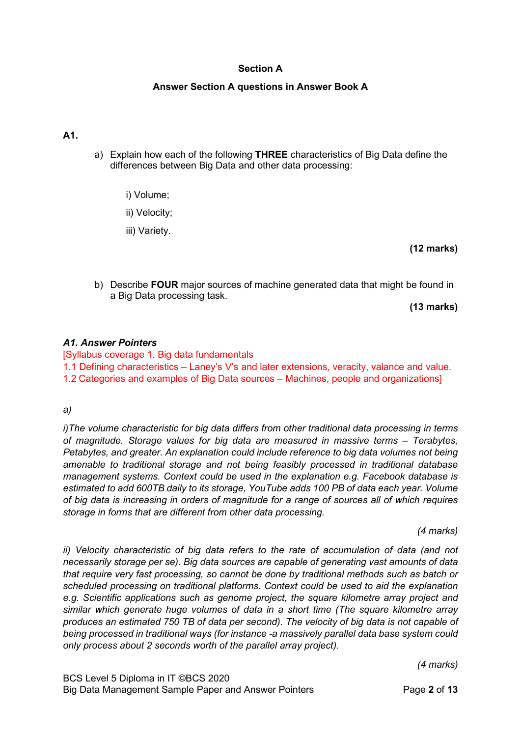**Section A**

**Answer Section A questions in Answer Book A**

**A1.**

a) Explain how each of the following **THREE** characteristics of Big Data define the differences between Big Data and other data processing:

i) Volume;

ii) Velocity;

iii) Variety.

**(12 marks)**

b) Describe **FOUR** major sources of machine generated data that might be found in a Big Data processing task.

**(13 marks)**

***A1. Answer Pointers***

[Syllabus coverage 1. Big data fundamentals

1.1 Defining characteristics – Laney's V's and later extensions, veracity, valance and value.

1.2 Categories and examples of Big Data sources – Machines, people and organizations]

*a)*

*i)The volume characteristic for big data differs from other traditional data processing in terms of magnitude. Storage values for big data are measured in massive terms – Terabytes, Petabytes, and greater. An explanation could include reference to big data volumes not being amenable to traditional storage and not being feasibly processed in traditional database management systems. Context could be used in the explanation e.g. Facebook database is estimated to add 600TB daily to its storage, YouTube adds 100 PB of data each year. Volume of big data is increasing in orders of magnitude for a range of sources all of which requires storage in forms that are different from other data processing.*

*(4 marks)*

*ii) Velocity characteristic of big data refers to the rate of accumulation of data (and not necessarily storage per se). Big data sources are capable of generating vast amounts of data that require very fast processing, so cannot be done by traditional methods such as batch or scheduled processing on traditional platforms. Context could be used to aid the explanation e.g. Scientific applications such as genome project, the square kilometre array project and similar which generate huge volumes of data in a short time (The square kilometre array produces an estimated 750 TB of data per second). The velocity of big data is not capable of being processed in traditional ways (for instance -a massively parallel data base system could only process about 2 seconds worth of the parallel array project).*

*(4 marks)*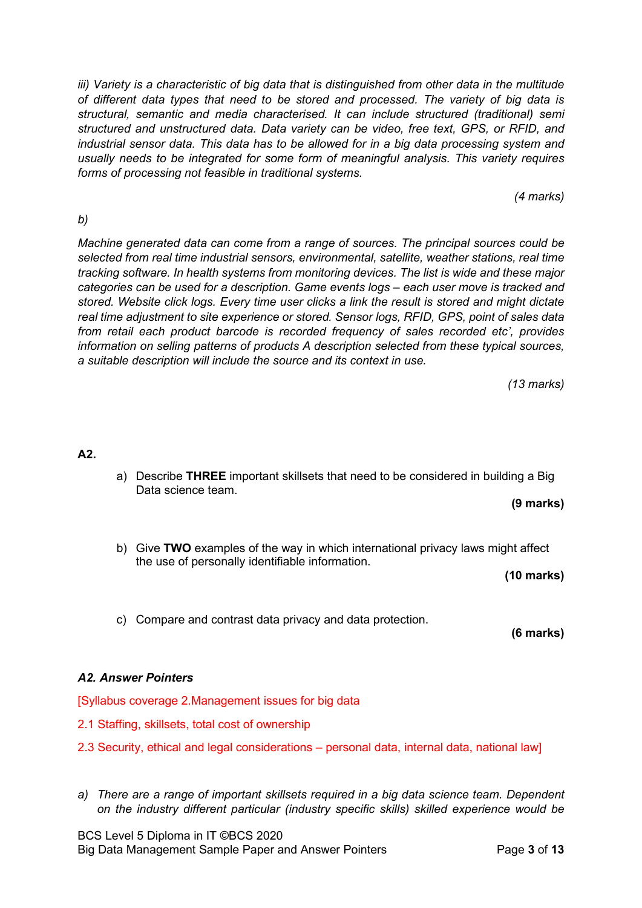*iii) Variety is a characteristic of big data that is distinguished from other data in the multitude of different data types that need to be stored and processed. The variety of big data is structural, semantic and media characterised. It can include structured (traditional) semi structured and unstructured data. Data variety can be video, free text, GPS, or RFID, and industrial sensor data. This data has to be allowed for in a big data processing system and usually needs to be integrated for some form of meaningful analysis. This variety requires forms of processing not feasible in traditional systems.*

*(4 marks)*

*b)*

*Machine generated data can come from a range of sources. The principal sources could be selected from real time industrial sensors, environmental, satellite, weather stations, real time tracking software. In health systems from monitoring devices. The list is wide and these major categories can be used for a description. Game events logs – each user move is tracked and stored. Website click logs. Every time user clicks a link the result is stored and might dictate real time adjustment to site experience or stored. Sensor logs, RFID, GPS, point of sales data from retail each product barcode is recorded frequency of sales recorded etc', provides information on selling patterns of products A description selected from these typical sources, a suitable description will include the source and its context in use.*

*(13 marks)*

**A2.**

a) Describe **THREE** important skillsets that need to be considered in building a Big Data science team.

**(9 marks)**

b) Give **TWO** examples of the way in which international privacy laws might affect the use of personally identifiable information.

**(10 marks)**

c) Compare and contrast data privacy and data protection.

**(6 marks)**

***A2. Answer Pointers***

[Syllabus coverage 2.Management issues for big data

2.1 Staffing, skillsets, total cost of ownership

2.3 Security, ethical and legal considerations – personal data, internal data, national law]

*a) There are a range of important skillsets required in a big data science team. Dependent on the industry different particular (industry specific skills) skilled experience would be*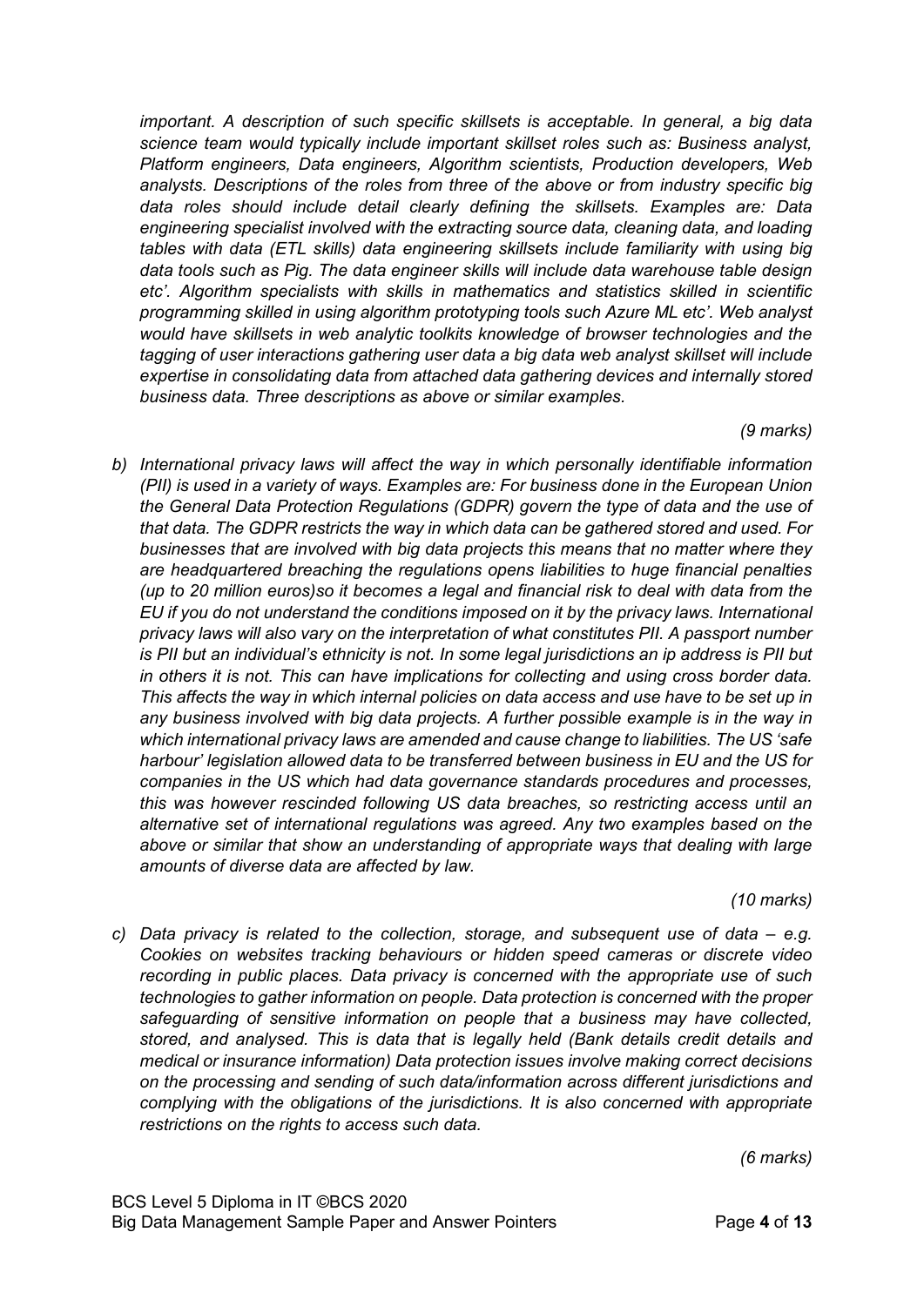*important. A description of such specific skillsets is acceptable. In general, a big data science team would typically include important skillset roles such as: Business analyst, Platform engineers, Data engineers, Algorithm scientists, Production developers, Web analysts. Descriptions of the roles from three of the above or from industry specific big data roles should include detail clearly defining the skillsets. Examples are: Data engineering specialist involved with the extracting source data, cleaning data, and loading tables with data (ETL skills) data engineering skillsets include familiarity with using big data tools such as Pig. The data engineer skills will include data warehouse table design etc'. Algorithm specialists with skills in mathematics and statistics skilled in scientific programming skilled in using algorithm prototyping tools such Azure ML etc'. Web analyst would have skillsets in web analytic toolkits knowledge of browser technologies and the tagging of user interactions gathering user data a big data web analyst skillset will include expertise in consolidating data from attached data gathering devices and internally stored business data. Three descriptions as above or similar examples.*

*(9 marks)*

b) *International privacy laws will affect the way in which personally identifiable information (PII) is used in a variety of ways. Examples are: For business done in the European Union the General Data Protection Regulations (GDPR) govern the type of data and the use of that data. The GDPR restricts the way in which data can be gathered stored and used. For businesses that are involved with big data projects this means that no matter where they are headquartered breaching the regulations opens liabilities to huge financial penalties (up to 20 million euros)so it becomes a legal and financial risk to deal with data from the EU if you do not understand the conditions imposed on it by the privacy laws. International privacy laws will also vary on the interpretation of what constitutes PII. A passport number is PII but an individual's ethnicity is not. In some legal jurisdictions an ip address is PII but in others it is not. This can have implications for collecting and using cross border data. This affects the way in which internal policies on data access and use have to be set up in any business involved with big data projects. A further possible example is in the way in which international privacy laws are amended and cause change to liabilities. The US 'safe harbour' legislation allowed data to be transferred between business in EU and the US for companies in the US which had data governance standards procedures and processes, this was however rescinded following US data breaches, so restricting access until an alternative set of international regulations was agreed. Any two examples based on the above or similar that show an understanding of appropriate ways that dealing with large amounts of diverse data are affected by law.*

*(10 marks)*

c) *Data privacy is related to the collection, storage, and subsequent use of data – e.g. Cookies on websites tracking behaviours or hidden speed cameras or discrete video recording in public places. Data privacy is concerned with the appropriate use of such technologies to gather information on people. Data protection is concerned with the proper safeguarding of sensitive information on people that a business may have collected, stored, and analysed. This is data that is legally held (Bank details credit details and medical or insurance information) Data protection issues involve making correct decisions on the processing and sending of such data/information across different jurisdictions and complying with the obligations of the jurisdictions. It is also concerned with appropriate restrictions on the rights to access such data.*

*(6 marks)*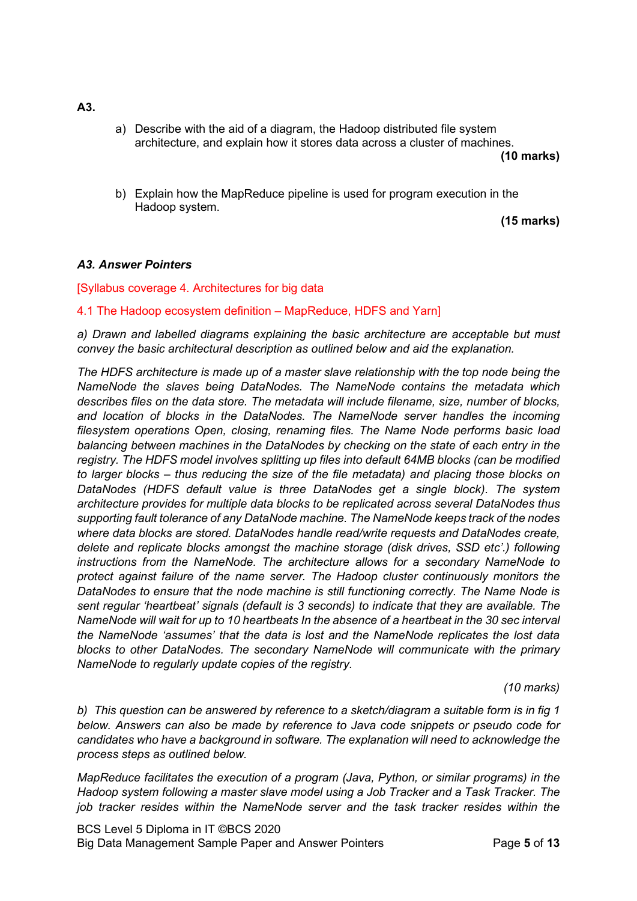**A3.**

a) Describe with the aid of a diagram, the Hadoop distributed file system architecture, and explain how it stores data across a cluster of machines.

**(10 marks)**

b) Explain how the MapReduce pipeline is used for program execution in the Hadoop system.

**(15 marks)**

***A3. Answer Pointers***

[Syllabus coverage 4. Architectures for big data

4.1 The Hadoop ecosystem definition – MapReduce, HDFS and Yarn]

*a) Drawn and labelled diagrams explaining the basic architecture are acceptable but must convey the basic architectural description as outlined below and aid the explanation.*

*The HDFS architecture is made up of a master slave relationship with the top node being the NameNode the slaves being DataNodes. The NameNode contains the metadata which describes files on the data store. The metadata will include filename, size, number of blocks, and location of blocks in the DataNodes. The NameNode server handles the incoming filesystem operations Open, closing, renaming files. The Name Node performs basic load balancing between machines in the DataNodes by checking on the state of each entry in the registry. The HDFS model involves splitting up files into default 64MB blocks (can be modified to larger blocks – thus reducing the size of the file metadata) and placing those blocks on DataNodes (HDFS default value is three DataNodes get a single block). The system architecture provides for multiple data blocks to be replicated across several DataNodes thus supporting fault tolerance of any DataNode machine. The NameNode keeps track of the nodes where data blocks are stored. DataNodes handle read/write requests and DataNodes create, delete and replicate blocks amongst the machine storage (disk drives, SSD etc'.) following instructions from the NameNode. The architecture allows for a secondary NameNode to protect against failure of the name server. The Hadoop cluster continuously monitors the DataNodes to ensure that the node machine is still functioning correctly. The Name Node is sent regular 'heartbeat' signals (default is 3 seconds) to indicate that they are available. The NameNode will wait for up to 10 heartbeats In the absence of a heartbeat in the 30 sec interval the NameNode 'assumes' that the data is lost and the NameNode replicates the lost data blocks to other DataNodes. The secondary NameNode will communicate with the primary NameNode to regularly update copies of the registry.*

*(10 marks)*

*b) This question can be answered by reference to a sketch/diagram a suitable form is in fig 1 below. Answers can also be made by reference to Java code snippets or pseudo code for candidates who have a background in software. The explanation will need to acknowledge the process steps as outlined below.*

*MapReduce facilitates the execution of a program (Java, Python, or similar programs) in the Hadoop system following a master slave model using a Job Tracker and a Task Tracker. The job tracker resides within the NameNode server and the task tracker resides within the*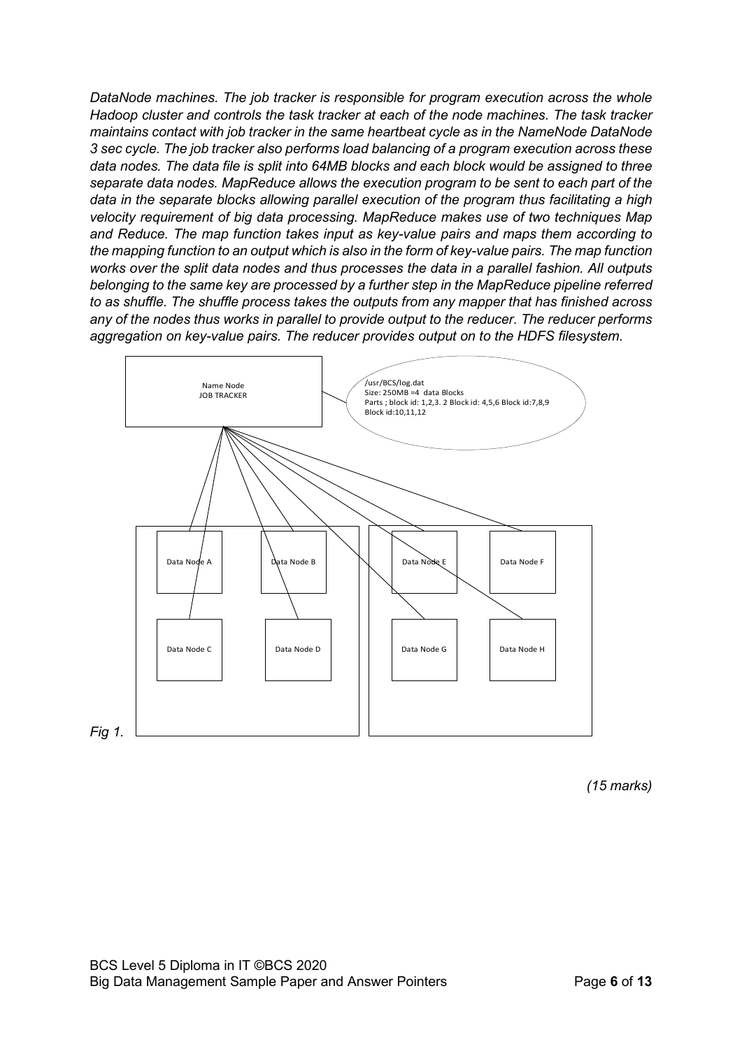*DataNode machines. The job tracker is responsible for program execution across the whole Hadoop cluster and controls the task tracker at each of the node machines. The task tracker maintains contact with job tracker in the same heartbeat cycle as in the NameNode DataNode 3 sec cycle. The job tracker also performs load balancing of a program execution across these data nodes. The data file is split into 64MB blocks and each block would be assigned to three separate data nodes. MapReduce allows the execution program to be sent to each part of the data in the separate blocks allowing parallel execution of the program thus facilitating a high velocity requirement of big data processing. MapReduce makes use of two techniques Map and Reduce. The map function takes input as key-value pairs and maps them according to the mapping function to an output which is also in the form of key-value pairs. The map function works over the split data nodes and thus processes the data in a parallel fashion. All outputs belonging to the same key are processed by a further step in the MapReduce pipeline referred to as shuffle. The shuffle process takes the outputs from any mapper that has finished across any of the nodes thus works in parallel to provide output to the reducer. The reducer performs aggregation on key-value pairs. The reducer provides output on to the HDFS filesystem.*

Name Node
JOB TRACKER

/usr/BCS/log.dat
Size: 250MB =4 data Blocks
Parts ; block id: 1,2,3. 2 Block id: 4,5,6 Block id:7,8,9
Block id:10,11,12

Data Node A | Data Node B | Data Node C | Data Node D | Data Node E | Data Node F | Data Node G | Data Node H

*Fig 1.*

*(15 marks)*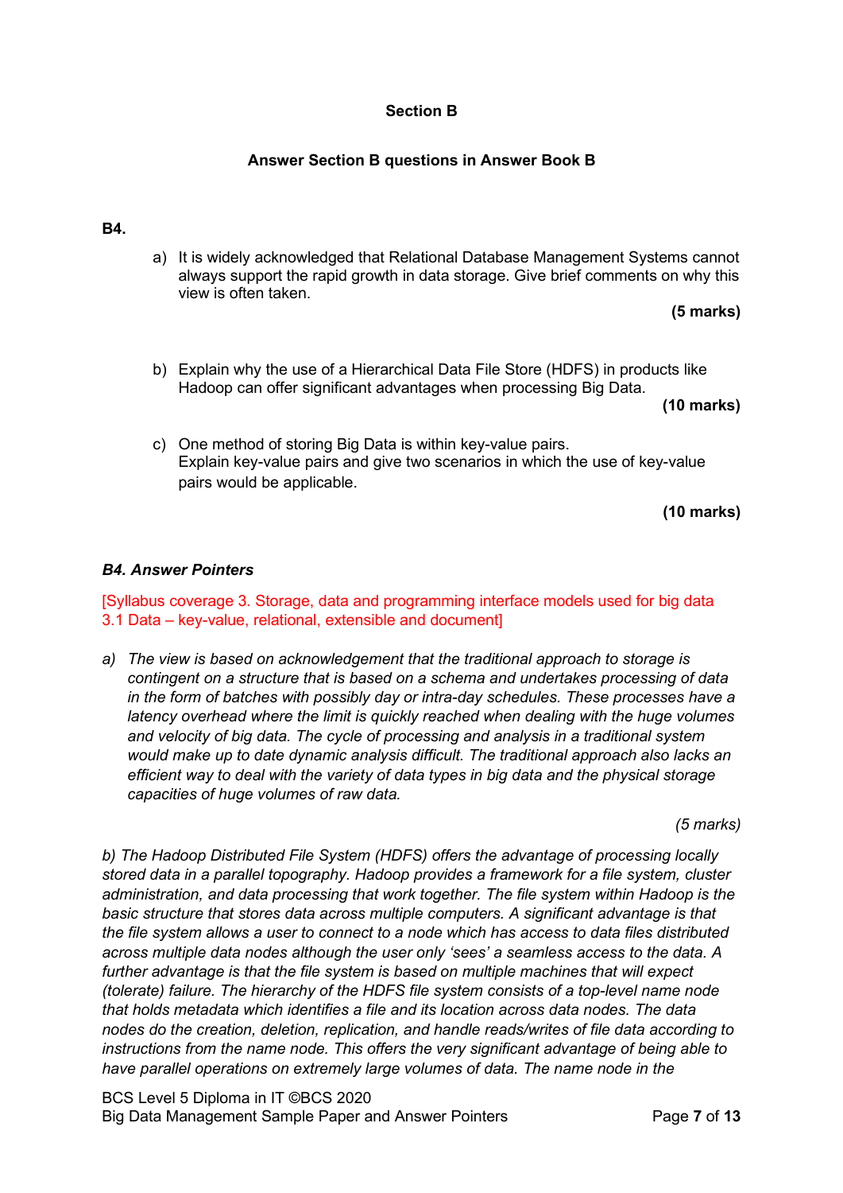**Section B**

**Answer Section B questions in Answer Book B**

**B4.**

a) It is widely acknowledged that Relational Database Management Systems cannot always support the rapid growth in data storage. Give brief comments on why this view is often taken.

**(5 marks)**

b) Explain why the use of a Hierarchical Data File Store (HDFS) in products like Hadoop can offer significant advantages when processing Big Data.

**(10 marks)**

c) One method of storing Big Data is within key-value pairs.
Explain key-value pairs and give two scenarios in which the use of key-value pairs would be applicable.

**(10 marks)**

***B4. Answer Pointers***

[Syllabus coverage 3. Storage, data and programming interface models used for big data 3.1 Data – key-value, relational, extensible and document]

*a) The view is based on acknowledgement that the traditional approach to storage is contingent on a structure that is based on a schema and undertakes processing of data in the form of batches with possibly day or intra-day schedules. These processes have a latency overhead where the limit is quickly reached when dealing with the huge volumes and velocity of big data. The cycle of processing and analysis in a traditional system would make up to date dynamic analysis difficult. The traditional approach also lacks an efficient way to deal with the variety of data types in big data and the physical storage capacities of huge volumes of raw data.*

*(5 marks)*

*b) The Hadoop Distributed File System (HDFS) offers the advantage of processing locally stored data in a parallel topography. Hadoop provides a framework for a file system, cluster administration, and data processing that work together. The file system within Hadoop is the basic structure that stores data across multiple computers. A significant advantage is that the file system allows a user to connect to a node which has access to data files distributed across multiple data nodes although the user only 'sees' a seamless access to the data. A further advantage is that the file system is based on multiple machines that will expect (tolerate) failure. The hierarchy of the HDFS file system consists of a top-level name node that holds metadata which identifies a file and its location across data nodes. The data nodes do the creation, deletion, replication, and handle reads/writes of file data according to instructions from the name node. This offers the very significant advantage of being able to have parallel operations on extremely large volumes of data. The name node in the*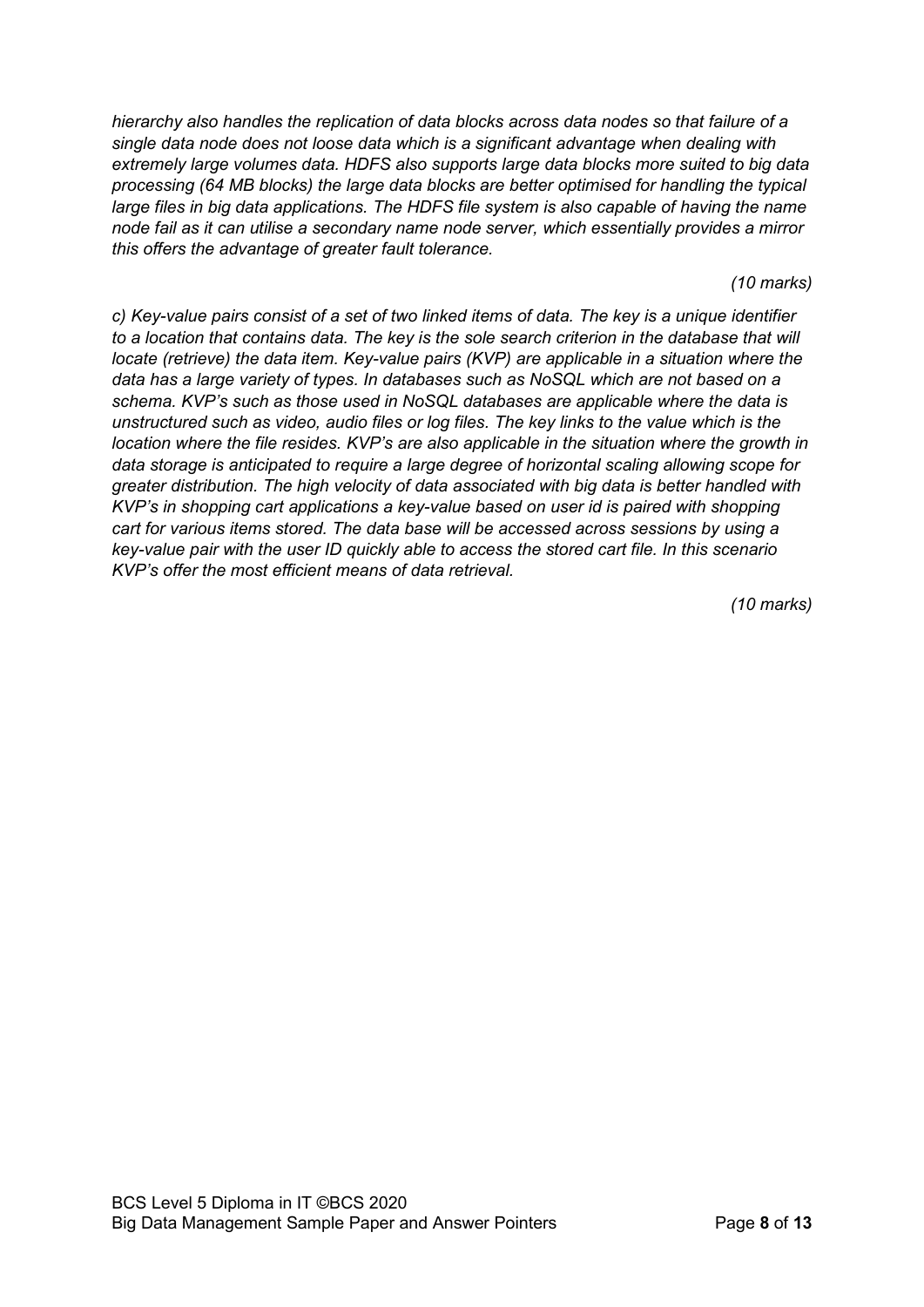*hierarchy also handles the replication of data blocks across data nodes so that failure of a single data node does not loose data which is a significant advantage when dealing with extremely large volumes data. HDFS also supports large data blocks more suited to big data processing (64 MB blocks) the large data blocks are better optimised for handling the typical large files in big data applications. The HDFS file system is also capable of having the name node fail as it can utilise a secondary name node server, which essentially provides a mirror this offers the advantage of greater fault tolerance.*

*(10 marks)*

*c) Key-value pairs consist of a set of two linked items of data. The key is a unique identifier to a location that contains data. The key is the sole search criterion in the database that will locate (retrieve) the data item. Key-value pairs (KVP) are applicable in a situation where the data has a large variety of types. In databases such as NoSQL which are not based on a schema. KVP's such as those used in NoSQL databases are applicable where the data is unstructured such as video, audio files or log files. The key links to the value which is the location where the file resides. KVP's are also applicable in the situation where the growth in data storage is anticipated to require a large degree of horizontal scaling allowing scope for greater distribution. The high velocity of data associated with big data is better handled with KVP's in shopping cart applications a key-value based on user id is paired with shopping cart for various items stored. The data base will be accessed across sessions by using a key-value pair with the user ID quickly able to access the stored cart file. In this scenario KVP's offer the most efficient means of data retrieval.*

*(10 marks)*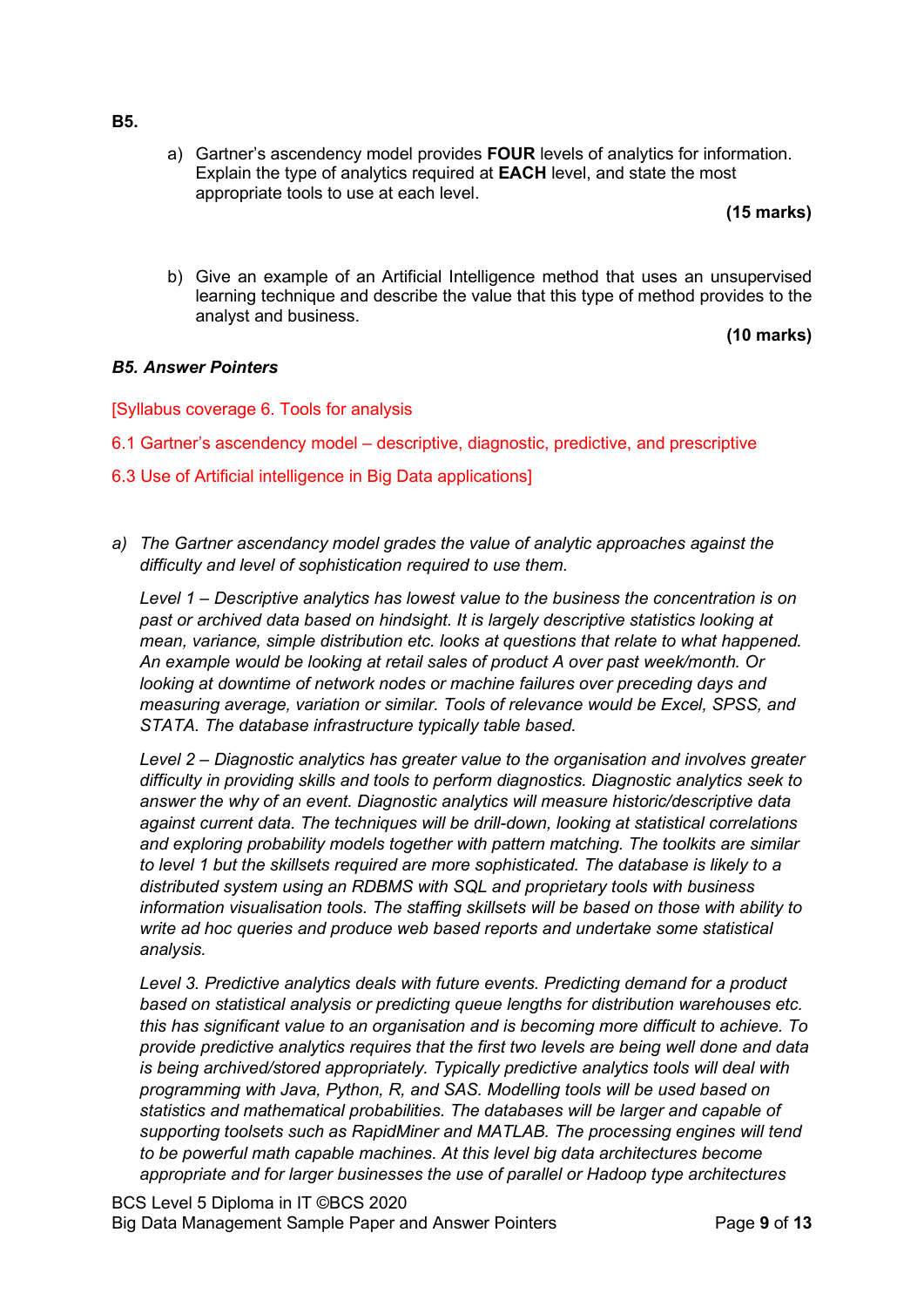**B5.**

a) Gartner's ascendency model provides **FOUR** levels of analytics for information. Explain the type of analytics required at **EACH** level, and state the most appropriate tools to use at each level.

**(15 marks)**

b) Give an example of an Artificial Intelligence method that uses an unsupervised learning technique and describe the value that this type of method provides to the analyst and business.

**(10 marks)**

***B5. Answer Pointers***

[Syllabus coverage 6. Tools for analysis

6.1 Gartner's ascendency model – descriptive, diagnostic, predictive, and prescriptive

6.3 Use of Artificial intelligence in Big Data applications]

*a) The Gartner ascendancy model grades the value of analytic approaches against the difficulty and level of sophistication required to use them.*

*Level 1 – Descriptive analytics has lowest value to the business the concentration is on past or archived data based on hindsight. It is largely descriptive statistics looking at mean, variance, simple distribution etc. looks at questions that relate to what happened. An example would be looking at retail sales of product A over past week/month. Or looking at downtime of network nodes or machine failures over preceding days and measuring average, variation or similar. Tools of relevance would be Excel, SPSS, and STATA. The database infrastructure typically table based.*

*Level 2 – Diagnostic analytics has greater value to the organisation and involves greater difficulty in providing skills and tools to perform diagnostics. Diagnostic analytics seek to answer the why of an event. Diagnostic analytics will measure historic/descriptive data against current data. The techniques will be drill-down, looking at statistical correlations and exploring probability models together with pattern matching. The toolkits are similar to level 1 but the skillsets required are more sophisticated. The database is likely to a distributed system using an RDBMS with SQL and proprietary tools with business information visualisation tools. The staffing skillsets will be based on those with ability to write ad hoc queries and produce web based reports and undertake some statistical analysis.*

*Level 3. Predictive analytics deals with future events. Predicting demand for a product based on statistical analysis or predicting queue lengths for distribution warehouses etc. this has significant value to an organisation and is becoming more difficult to achieve. To provide predictive analytics requires that the first two levels are being well done and data is being archived/stored appropriately. Typically predictive analytics tools will deal with programming with Java, Python, R, and SAS. Modelling tools will be used based on statistics and mathematical probabilities. The databases will be larger and capable of supporting toolsets such as RapidMiner and MATLAB. The processing engines will tend to be powerful math capable machines. At this level big data architectures become appropriate and for larger businesses the use of parallel or Hadoop type architectures*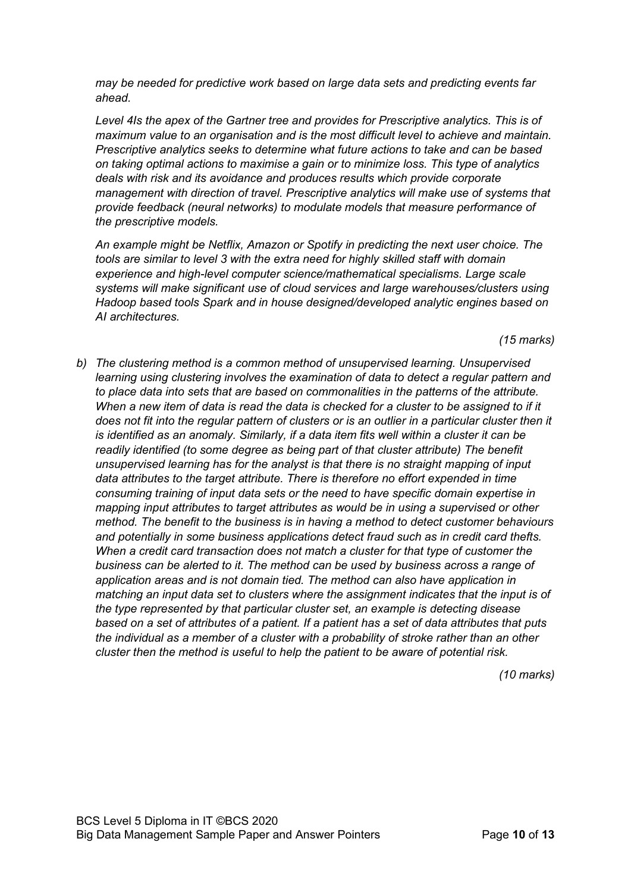*may be needed for predictive work based on large data sets and predicting events far ahead.*

*Level 4Is the apex of the Gartner tree and provides for Prescriptive analytics. This is of maximum value to an organisation and is the most difficult level to achieve and maintain. Prescriptive analytics seeks to determine what future actions to take and can be based on taking optimal actions to maximise a gain or to minimize loss. This type of analytics deals with risk and its avoidance and produces results which provide corporate management with direction of travel. Prescriptive analytics will make use of systems that provide feedback (neural networks) to modulate models that measure performance of the prescriptive models.*

*An example might be Netflix, Amazon or Spotify in predicting the next user choice. The tools are similar to level 3 with the extra need for highly skilled staff with domain experience and high-level computer science/mathematical specialisms. Large scale systems will make significant use of cloud services and large warehouses/clusters using Hadoop based tools Spark and in house designed/developed analytic engines based on AI architectures.*

*(15 marks)*

b) *The clustering method is a common method of unsupervised learning. Unsupervised learning using clustering involves the examination of data to detect a regular pattern and to place data into sets that are based on commonalities in the patterns of the attribute. When a new item of data is read the data is checked for a cluster to be assigned to if it does not fit into the regular pattern of clusters or is an outlier in a particular cluster then it is identified as an anomaly. Similarly, if a data item fits well within a cluster it can be readily identified (to some degree as being part of that cluster attribute) The benefit unsupervised learning has for the analyst is that there is no straight mapping of input data attributes to the target attribute. There is therefore no effort expended in time consuming training of input data sets or the need to have specific domain expertise in mapping input attributes to target attributes as would be in using a supervised or other method. The benefit to the business is in having a method to detect customer behaviours and potentially in some business applications detect fraud such as in credit card thefts. When a credit card transaction does not match a cluster for that type of customer the business can be alerted to it. The method can be used by business across a range of application areas and is not domain tied. The method can also have application in matching an input data set to clusters where the assignment indicates that the input is of the type represented by that particular cluster set, an example is detecting disease based on a set of attributes of a patient. If a patient has a set of data attributes that puts the individual as a member of a cluster with a probability of stroke rather than an other cluster then the method is useful to help the patient to be aware of potential risk.*

*(10 marks)*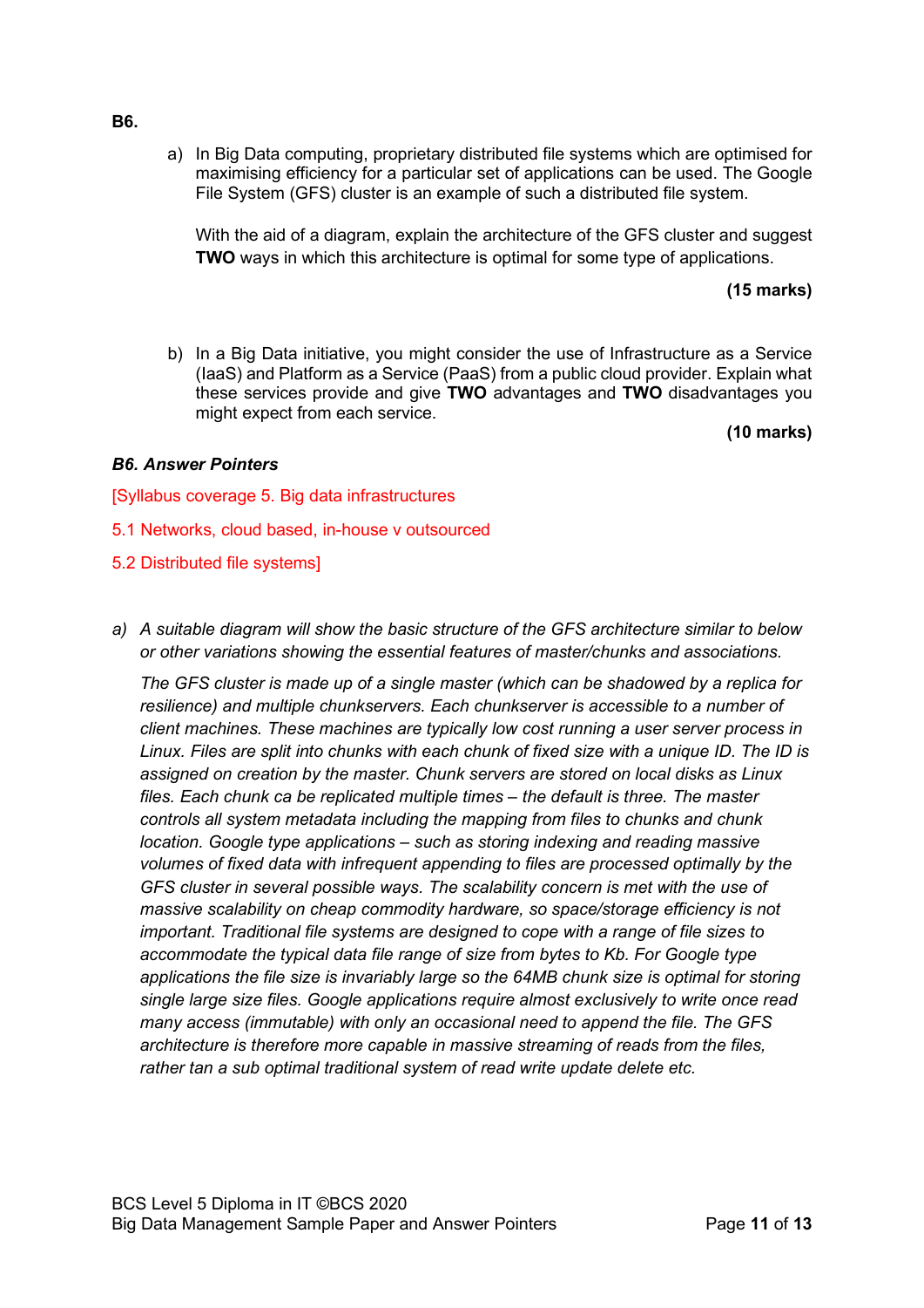**B6.**

a) In Big Data computing, proprietary distributed file systems which are optimised for maximising efficiency for a particular set of applications can be used. The Google File System (GFS) cluster is an example of such a distributed file system.

With the aid of a diagram, explain the architecture of the GFS cluster and suggest **TWO** ways in which this architecture is optimal for some type of applications.

**(15 marks)**

b) In a Big Data initiative, you might consider the use of Infrastructure as a Service (IaaS) and Platform as a Service (PaaS) from a public cloud provider. Explain what these services provide and give **TWO** advantages and **TWO** disadvantages you might expect from each service.

**(10 marks)**

***B6. Answer Pointers***

[Syllabus coverage 5. Big data infrastructures

5.1 Networks, cloud based, in-house v outsourced

5.2 Distributed file systems]

a) *A suitable diagram will show the basic structure of the GFS architecture similar to below or other variations showing the essential features of master/chunks and associations.*

*The GFS cluster is made up of a single master (which can be shadowed by a replica for resilience) and multiple chunkservers. Each chunkserver is accessible to a number of client machines. These machines are typically low cost running a user server process in Linux. Files are split into chunks with each chunk of fixed size with a unique ID. The ID is assigned on creation by the master. Chunk servers are stored on local disks as Linux files. Each chunk ca be replicated multiple times – the default is three. The master controls all system metadata including the mapping from files to chunks and chunk location. Google type applications – such as storing indexing and reading massive volumes of fixed data with infrequent appending to files are processed optimally by the GFS cluster in several possible ways. The scalability concern is met with the use of massive scalability on cheap commodity hardware, so space/storage efficiency is not important. Traditional file systems are designed to cope with a range of file sizes to accommodate the typical data file range of size from bytes to Kb. For Google type applications the file size is invariably large so the 64MB chunk size is optimal for storing single large size files. Google applications require almost exclusively to write once read many access (immutable) with only an occasional need to append the file. The GFS architecture is therefore more capable in massive streaming of reads from the files, rather tan a sub optimal traditional system of read write update delete etc.*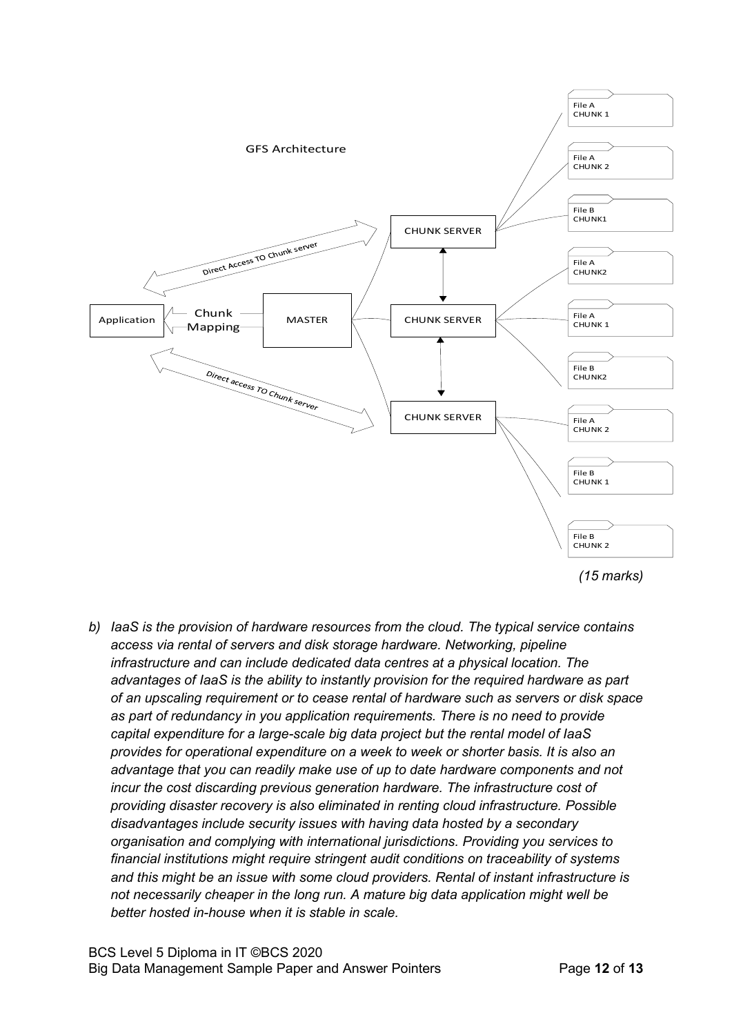GFS Architecture

Application ← Chunk Mapping — MASTER

Direct Access TO Chunk server

Direct access TO Chunk server

| CHUNK SERVER | Chunks |
| --- | --- |
| CHUNK SERVER | File A CHUNK 1, File A CHUNK 2, File B CHUNK1 |
| CHUNK SERVER | File A CHUNK2, File A CHUNK 1, File B CHUNK2 |
| CHUNK SERVER | File A CHUNK 2, File B CHUNK 1, File B CHUNK 2 |

*(15 marks)*

b) *IaaS is the provision of hardware resources from the cloud. The typical service contains access via rental of servers and disk storage hardware. Networking, pipeline infrastructure and can include dedicated data centres at a physical location. The advantages of IaaS is the ability to instantly provision for the required hardware as part of an upscaling requirement or to cease rental of hardware such as servers or disk space as part of redundancy in you application requirements. There is no need to provide capital expenditure for a large-scale big data project but the rental model of IaaS provides for operational expenditure on a week to week or shorter basis. It is also an advantage that you can readily make use of up to date hardware components and not incur the cost discarding previous generation hardware. The infrastructure cost of providing disaster recovery is also eliminated in renting cloud infrastructure. Possible disadvantages include security issues with having data hosted by a secondary organisation and complying with international jurisdictions. Providing you services to financial institutions might require stringent audit conditions on traceability of systems and this might be an issue with some cloud providers. Rental of instant infrastructure is not necessarily cheaper in the long run. A mature big data application might well be better hosted in-house when it is stable in scale.*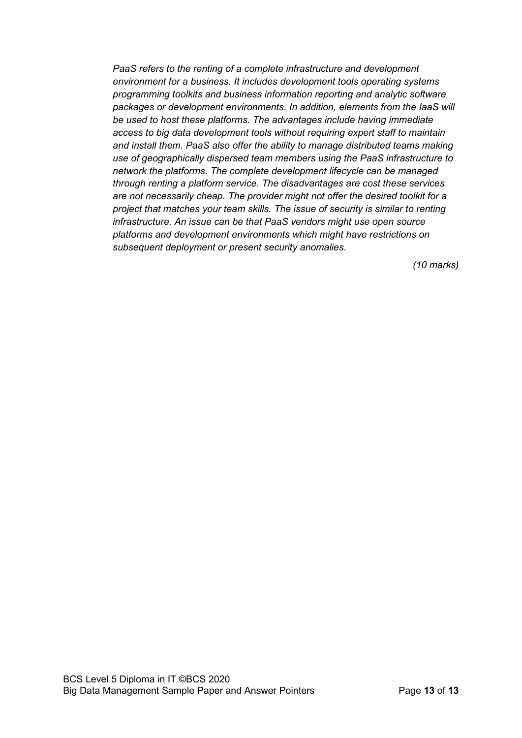*PaaS refers to the renting of a complete infrastructure and development environment for a business. It includes development tools operating systems programming toolkits and business information reporting and analytic software packages or development environments. In addition, elements from the IaaS will be used to host these platforms. The advantages include having immediate access to big data development tools without requiring expert staff to maintain and install them. PaaS also offer the ability to manage distributed teams making use of geographically dispersed team members using the PaaS infrastructure to network the platforms. The complete development lifecycle can be managed through renting a platform service. The disadvantages are cost these services are not necessarily cheap. The provider might not offer the desired toolkit for a project that matches your team skills. The issue of security is similar to renting infrastructure. An issue can be that PaaS vendors might use open source platforms and development environments which might have restrictions on subsequent deployment or present security anomalies.*

*(10 marks)*